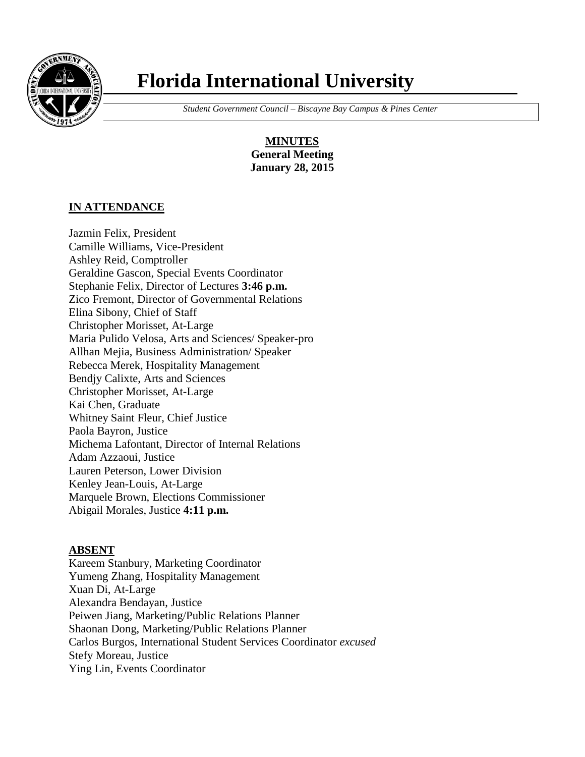# Florida International University

*Student Government Council – Biscayne Bay Campus & Pines Center*

**MINUTES**
**General Meeting**
**January 28, 2015**

## IN ATTENDANCE

Jazmin Felix, President
Camille Williams, Vice-President
Ashley Reid, Comptroller
Geraldine Gascon, Special Events Coordinator
Stephanie Felix, Director of Lectures **3:46 p.m.**
Zico Fremont, Director of Governmental Relations
Elina Sibony, Chief of Staff
Christopher Morisset, At-Large
Maria Pulido Velosa, Arts and Sciences/ Speaker-pro
Allhan Mejia, Business Administration/ Speaker
Rebecca Merek, Hospitality Management
Bendjy Calixte, Arts and Sciences
Christopher Morisset, At-Large
Kai Chen, Graduate
Whitney Saint Fleur, Chief Justice
Paola Bayron, Justice
Michema Lafontant, Director of Internal Relations
Adam Azzaoui, Justice
Lauren Peterson, Lower Division
Kenley Jean-Louis, At-Large
Marquele Brown, Elections Commissioner
Abigail Morales, Justice **4:11 p.m.**

## ABSENT

Kareem Stanbury, Marketing Coordinator
Yumeng Zhang, Hospitality Management
Xuan Di, At-Large
Alexandra Bendayan, Justice
Peiwen Jiang, Marketing/Public Relations Planner
Shaonan Dong, Marketing/Public Relations Planner
Carlos Burgos, International Student Services Coordinator *excused*
Stefy Moreau, Justice
Ying Lin, Events Coordinator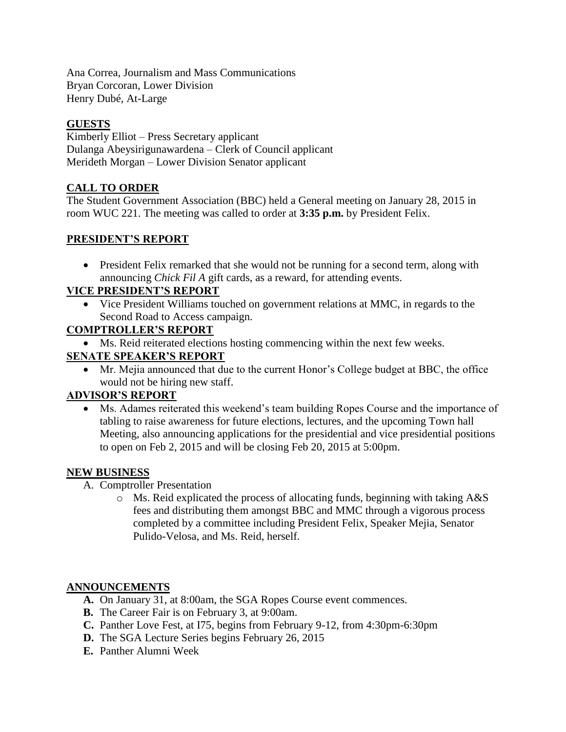Ana Correa, Journalism and Mass Communications
Bryan Corcoran, Lower Division
Henry Dubé, At-Large

## GUESTS

Kimberly Elliot – Press Secretary applicant
Dulanga Abeysirigunawardena – Clerk of Council applicant
Merideth Morgan – Lower Division Senator applicant

## CALL TO ORDER

The Student Government Association (BBC) held a General meeting on January 28, 2015 in room WUC 221. The meeting was called to order at **3:35 p.m.** by President Felix.

## PRESIDENT'S REPORT

- President Felix remarked that she would not be running for a second term, along with announcing *Chick Fil A* gift cards, as a reward, for attending events.

## VICE PRESIDENT'S REPORT

- Vice President Williams touched on government relations at MMC, in regards to the Second Road to Access campaign.

## COMPTROLLER'S REPORT

- Ms. Reid reiterated elections hosting commencing within the next few weeks.

## SENATE SPEAKER'S REPORT

- Mr. Mejia announced that due to the current Honor's College budget at BBC, the office would not be hiring new staff.

## ADVISOR'S REPORT

- Ms. Adames reiterated this weekend's team building Ropes Course and the importance of tabling to raise awareness for future elections, lectures, and the upcoming Town hall Meeting, also announcing applications for the presidential and vice presidential positions to open on Feb 2, 2015 and will be closing Feb 20, 2015 at 5:00pm.

## NEW BUSINESS

A. Comptroller Presentation
    - Ms. Reid explicated the process of allocating funds, beginning with taking A&S fees and distributing them amongst BBC and MMC through a vigorous process completed by a committee including President Felix, Speaker Mejia, Senator Pulido-Velosa, and Ms. Reid, herself.

## ANNOUNCEMENTS

**A.** On January 31, at 8:00am, the SGA Ropes Course event commences.
**B.** The Career Fair is on February 3, at 9:00am.
**C.** Panther Love Fest, at I75, begins from February 9-12, from 4:30pm-6:30pm
**D.** The SGA Lecture Series begins February 26, 2015
**E.** Panther Alumni Week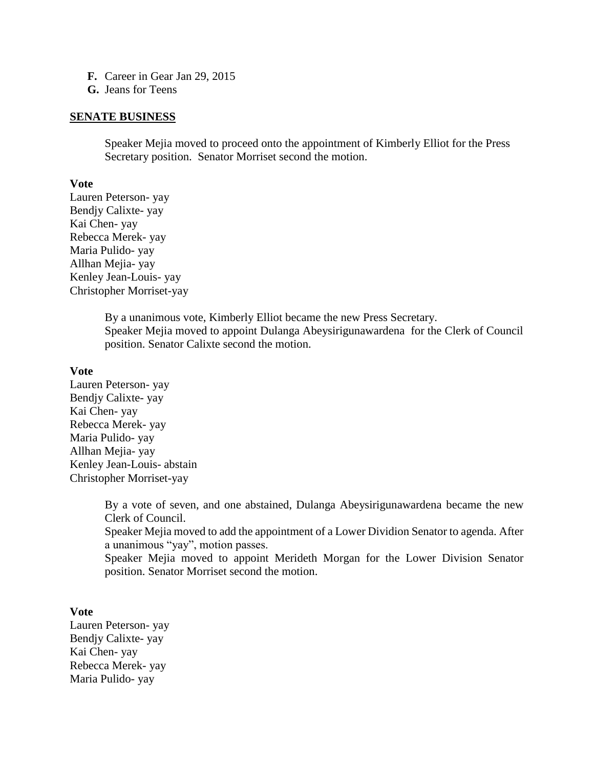**F.** Career in Gear Jan 29, 2015

**G.** Jeans for Teens

**SENATE BUSINESS**

Speaker Mejia moved to proceed onto the appointment of Kimberly Elliot for the Press Secretary position. Senator Morriset second the motion.

**Vote**

Lauren Peterson- yay
Bendjy Calixte- yay
Kai Chen- yay
Rebecca Merek- yay
Maria Pulido- yay
Allhan Mejia- yay
Kenley Jean-Louis- yay
Christopher Morriset-yay

By a unanimous vote, Kimberly Elliot became the new Press Secretary.
Speaker Mejia moved to appoint Dulanga Abeysirigunawardena for the Clerk of Council position. Senator Calixte second the motion.

**Vote**

Lauren Peterson- yay
Bendjy Calixte- yay
Kai Chen- yay
Rebecca Merek- yay
Maria Pulido- yay
Allhan Mejia- yay
Kenley Jean-Louis- abstain
Christopher Morriset-yay

By a vote of seven, and one abstained, Dulanga Abeysirigunawardena became the new Clerk of Council.
Speaker Mejia moved to add the appointment of a Lower Dividion Senator to agenda. After a unanimous "yay", motion passes.
Speaker Mejia moved to appoint Merideth Morgan for the Lower Division Senator position. Senator Morriset second the motion.

**Vote**

Lauren Peterson- yay
Bendjy Calixte- yay
Kai Chen- yay
Rebecca Merek- yay
Maria Pulido- yay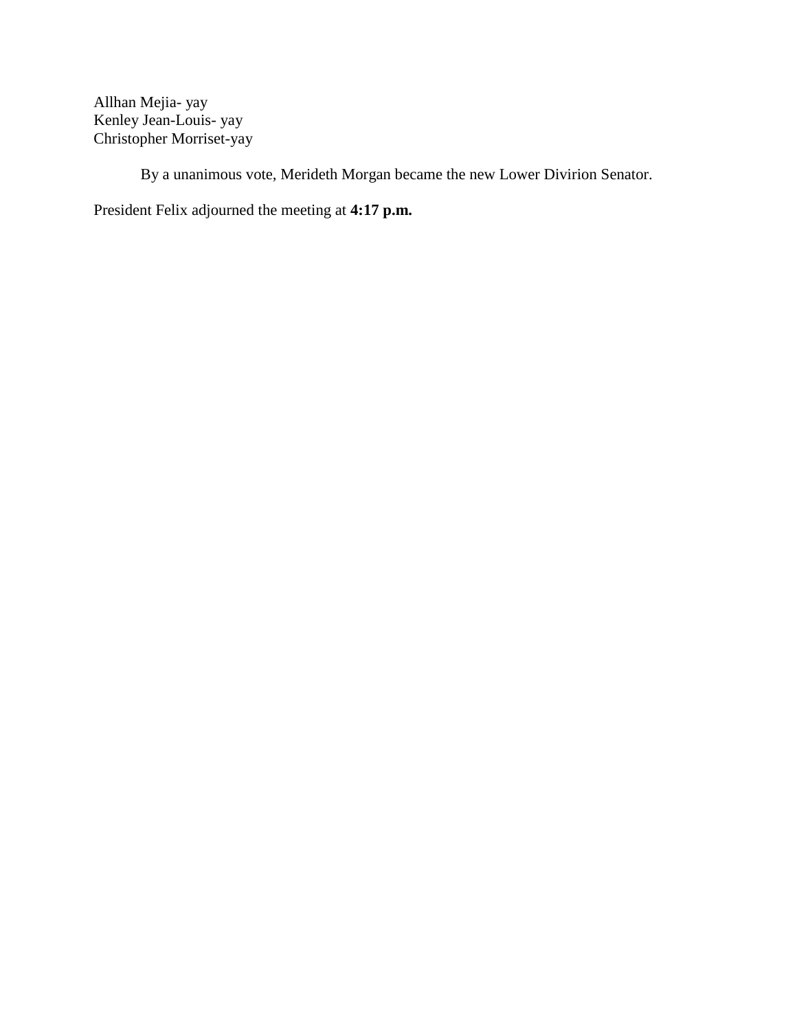Allhan Mejia- yay  
Kenley Jean-Louis- yay  
Christopher Morriset-yay

By a unanimous vote, Merideth Morgan became the new Lower Divirion Senator.

President Felix adjourned the meeting at **4:17 p.m.**